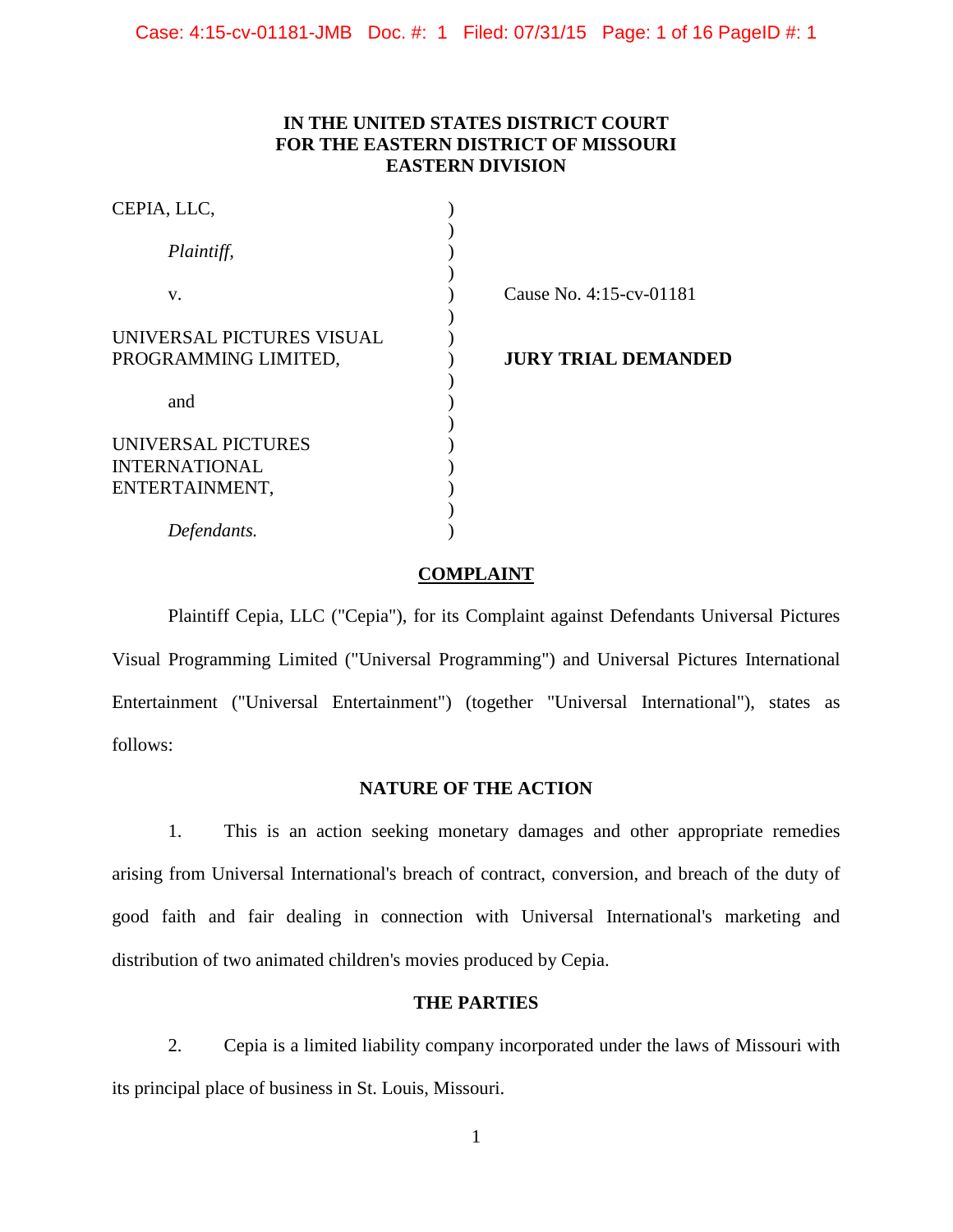**IN THE UNITED STATES DISTRICT COURT**
**FOR THE EASTERN DISTRICT OF MISSOURI**
**EASTERN DIVISION**

| | | |
|---|---|---|
| CEPIA, LLC, | ) | |
| | ) | |
| *Plaintiff,* | ) | |
| | ) | |
| v. | ) | Cause No. 4:15-cv-01181 |
| | ) | |
| UNIVERSAL PICTURES VISUAL PROGRAMMING LIMITED, | ) | **JURY TRIAL DEMANDED** |
| | ) | |
| and | ) | |
| | ) | |
| UNIVERSAL PICTURES INTERNATIONAL ENTERTAINMENT, | ) | |
| | ) | |
| *Defendants.* | ) | |

## COMPLAINT

Plaintiff Cepia, LLC ("Cepia"), for its Complaint against Defendants Universal Pictures Visual Programming Limited ("Universal Programming") and Universal Pictures International Entertainment ("Universal Entertainment") (together "Universal International"), states as follows:

### NATURE OF THE ACTION

1. This is an action seeking monetary damages and other appropriate remedies arising from Universal International's breach of contract, conversion, and breach of the duty of good faith and fair dealing in connection with Universal International's marketing and distribution of two animated children's movies produced by Cepia.

### THE PARTIES

2. Cepia is a limited liability company incorporated under the laws of Missouri with its principal place of business in St. Louis, Missouri.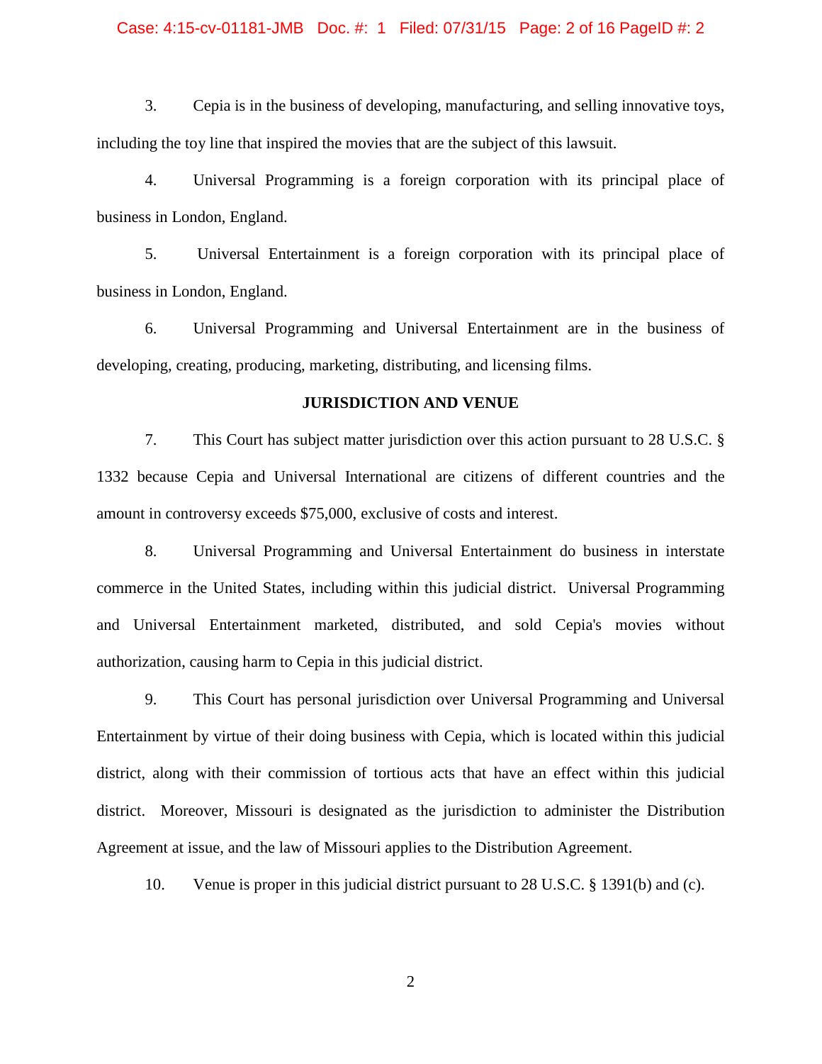3. Cepia is in the business of developing, manufacturing, and selling innovative toys, including the toy line that inspired the movies that are the subject of this lawsuit.

4. Universal Programming is a foreign corporation with its principal place of business in London, England.

5. Universal Entertainment is a foreign corporation with its principal place of business in London, England.

6. Universal Programming and Universal Entertainment are in the business of developing, creating, producing, marketing, distributing, and licensing films.

**JURISDICTION AND VENUE**

7. This Court has subject matter jurisdiction over this action pursuant to 28 U.S.C. § 1332 because Cepia and Universal International are citizens of different countries and the amount in controversy exceeds $75,000, exclusive of costs and interest.

8. Universal Programming and Universal Entertainment do business in interstate commerce in the United States, including within this judicial district. Universal Programming and Universal Entertainment marketed, distributed, and sold Cepia's movies without authorization, causing harm to Cepia in this judicial district.

9. This Court has personal jurisdiction over Universal Programming and Universal Entertainment by virtue of their doing business with Cepia, which is located within this judicial district, along with their commission of tortious acts that have an effect within this judicial district. Moreover, Missouri is designated as the jurisdiction to administer the Distribution Agreement at issue, and the law of Missouri applies to the Distribution Agreement.

10. Venue is proper in this judicial district pursuant to 28 U.S.C. § 1391(b) and (c).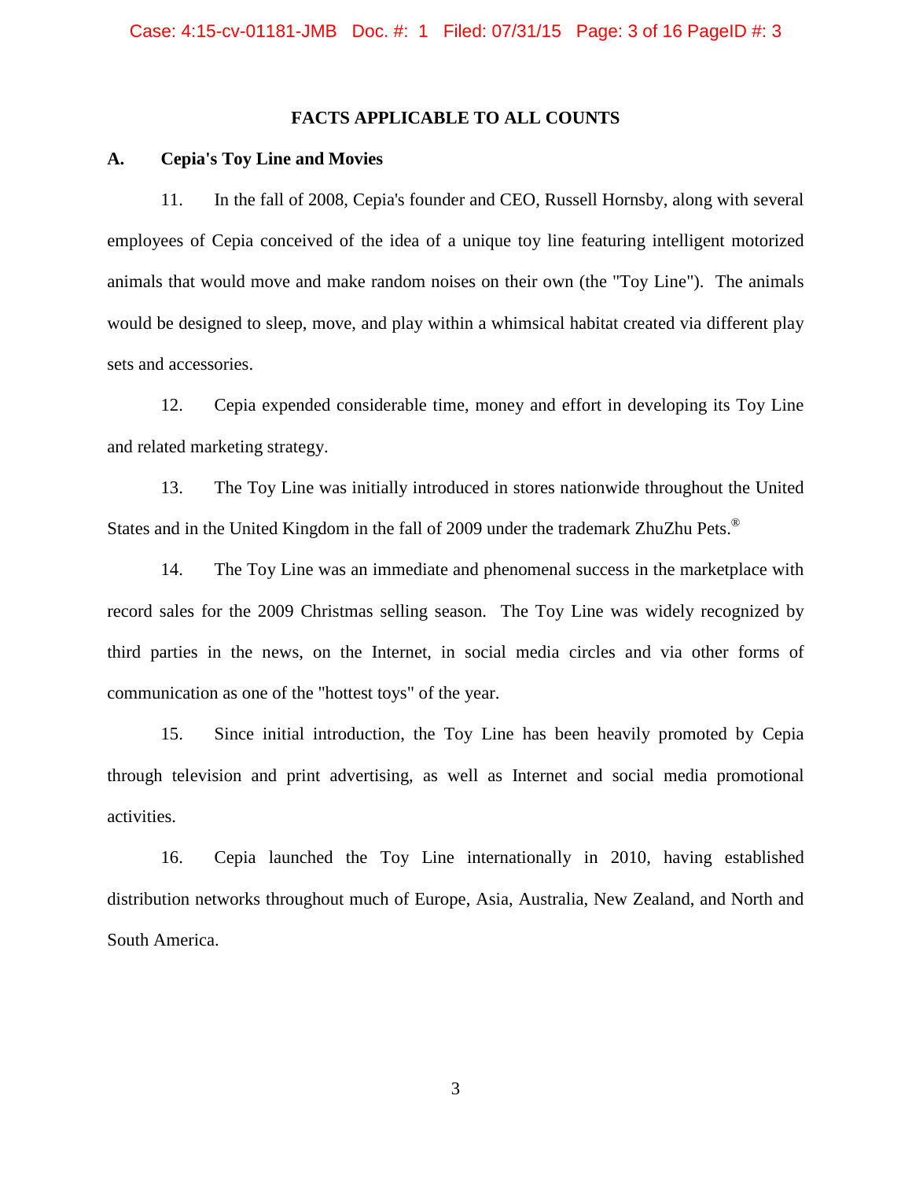## FACTS APPLICABLE TO ALL COUNTS

### A. Cepia's Toy Line and Movies

11. In the fall of 2008, Cepia's founder and CEO, Russell Hornsby, along with several employees of Cepia conceived of the idea of a unique toy line featuring intelligent motorized animals that would move and make random noises on their own (the "Toy Line"). The animals would be designed to sleep, move, and play within a whimsical habitat created via different play sets and accessories.

12. Cepia expended considerable time, money and effort in developing its Toy Line and related marketing strategy.

13. The Toy Line was initially introduced in stores nationwide throughout the United States and in the United Kingdom in the fall of 2009 under the trademark ZhuZhu Pets.®

14. The Toy Line was an immediate and phenomenal success in the marketplace with record sales for the 2009 Christmas selling season. The Toy Line was widely recognized by third parties in the news, on the Internet, in social media circles and via other forms of communication as one of the "hottest toys" of the year.

15. Since initial introduction, the Toy Line has been heavily promoted by Cepia through television and print advertising, as well as Internet and social media promotional activities.

16. Cepia launched the Toy Line internationally in 2010, having established distribution networks throughout much of Europe, Asia, Australia, New Zealand, and North and South America.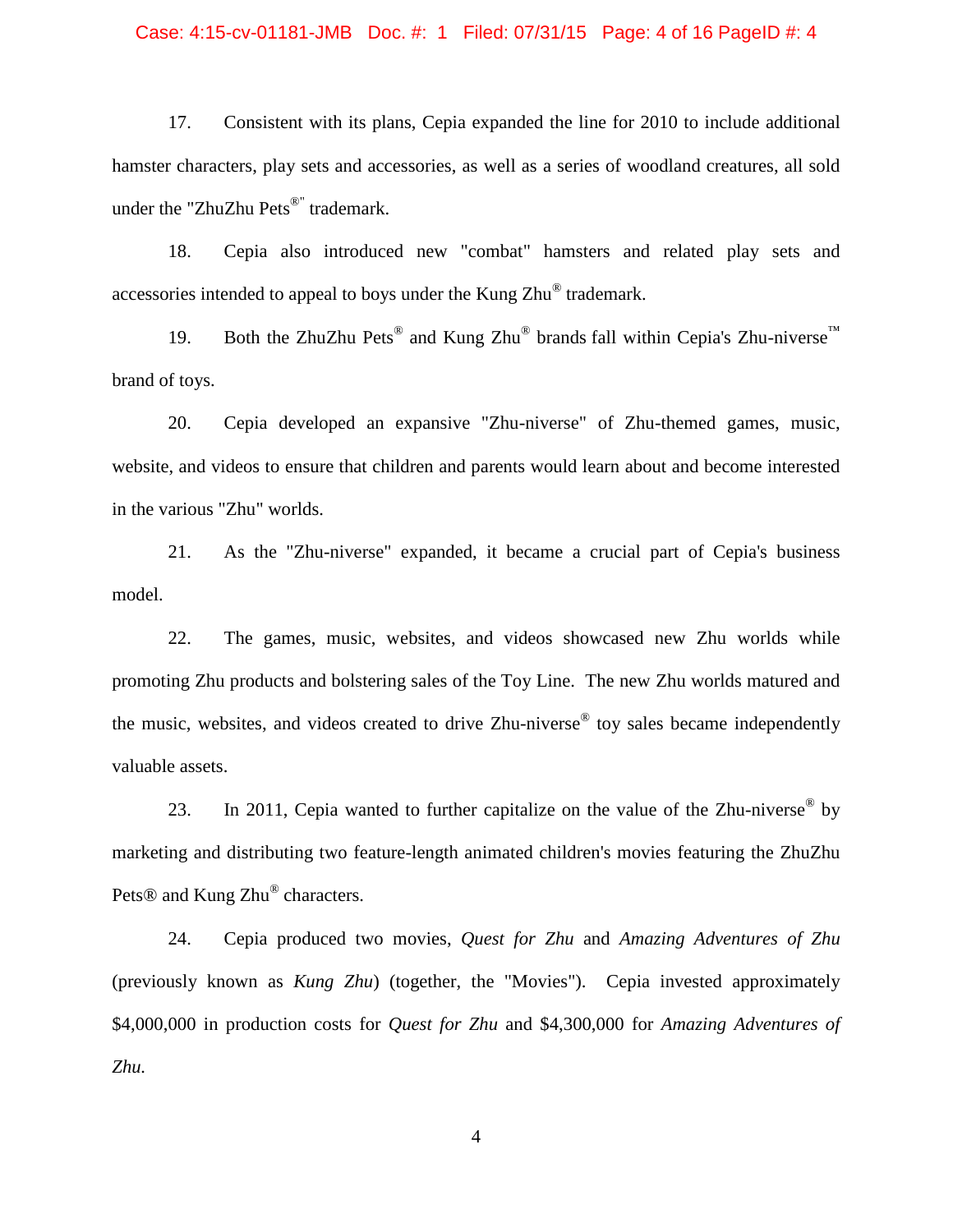17. Consistent with its plans, Cepia expanded the line for 2010 to include additional hamster characters, play sets and accessories, as well as a series of woodland creatures, all sold under the "ZhuZhu Pets®" trademark.

18. Cepia also introduced new "combat" hamsters and related play sets and accessories intended to appeal to boys under the Kung Zhu® trademark.

19. Both the ZhuZhu Pets® and Kung Zhu® brands fall within Cepia's Zhu-niverse™ brand of toys.

20. Cepia developed an expansive "Zhu-niverse" of Zhu-themed games, music, website, and videos to ensure that children and parents would learn about and become interested in the various "Zhu" worlds.

21. As the "Zhu-niverse" expanded, it became a crucial part of Cepia's business model.

22. The games, music, websites, and videos showcased new Zhu worlds while promoting Zhu products and bolstering sales of the Toy Line. The new Zhu worlds matured and the music, websites, and videos created to drive Zhu-niverse® toy sales became independently valuable assets.

23. In 2011, Cepia wanted to further capitalize on the value of the Zhu-niverse® by marketing and distributing two feature-length animated children's movies featuring the ZhuZhu Pets® and Kung Zhu® characters.

24. Cepia produced two movies, *Quest for Zhu* and *Amazing Adventures of Zhu* (previously known as *Kung Zhu*) (together, the "Movies"). Cepia invested approximately $4,000,000 in production costs for *Quest for Zhu* and $4,300,000 for *Amazing Adventures of Zhu.*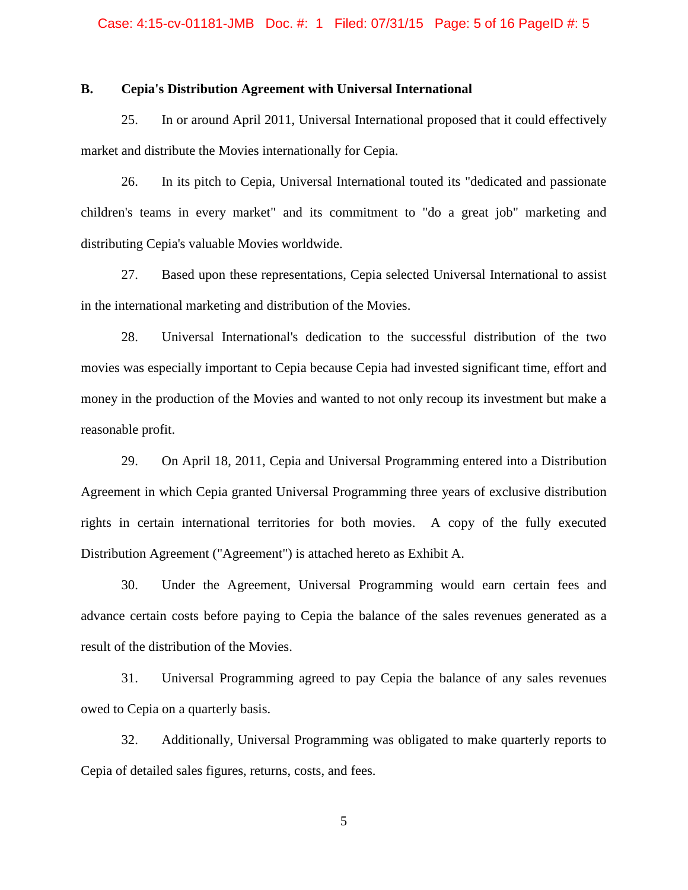### B. Cepia's Distribution Agreement with Universal International

25. In or around April 2011, Universal International proposed that it could effectively market and distribute the Movies internationally for Cepia.

26. In its pitch to Cepia, Universal International touted its "dedicated and passionate children's teams in every market" and its commitment to "do a great job" marketing and distributing Cepia's valuable Movies worldwide.

27. Based upon these representations, Cepia selected Universal International to assist in the international marketing and distribution of the Movies.

28. Universal International's dedication to the successful distribution of the two movies was especially important to Cepia because Cepia had invested significant time, effort and money in the production of the Movies and wanted to not only recoup its investment but make a reasonable profit.

29. On April 18, 2011, Cepia and Universal Programming entered into a Distribution Agreement in which Cepia granted Universal Programming three years of exclusive distribution rights in certain international territories for both movies. A copy of the fully executed Distribution Agreement ("Agreement") is attached hereto as Exhibit A.

30. Under the Agreement, Universal Programming would earn certain fees and advance certain costs before paying to Cepia the balance of the sales revenues generated as a result of the distribution of the Movies.

31. Universal Programming agreed to pay Cepia the balance of any sales revenues owed to Cepia on a quarterly basis.

32. Additionally, Universal Programming was obligated to make quarterly reports to Cepia of detailed sales figures, returns, costs, and fees.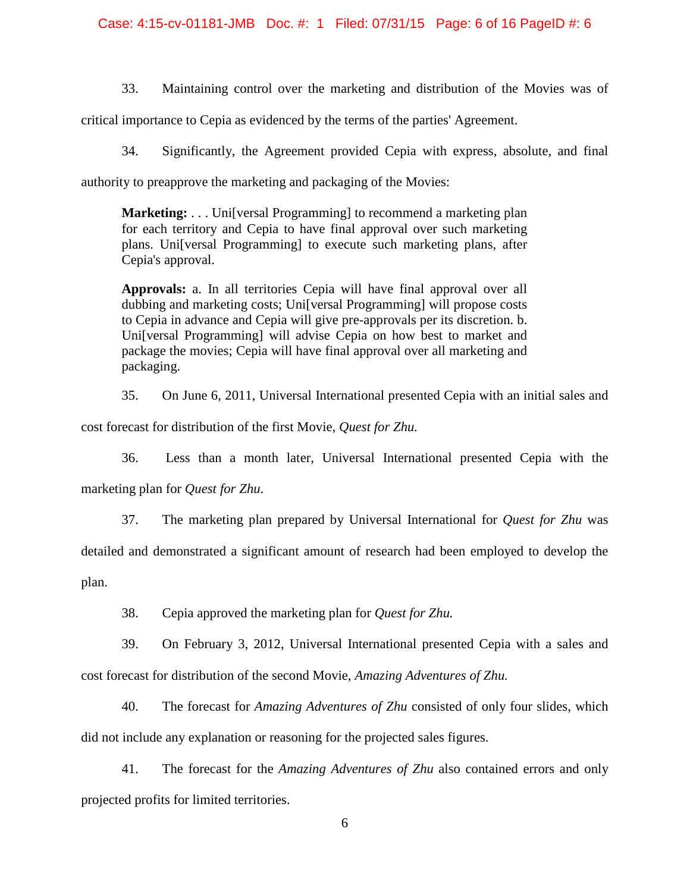33. Maintaining control over the marketing and distribution of the Movies was of critical importance to Cepia as evidenced by the terms of the parties' Agreement.

34. Significantly, the Agreement provided Cepia with express, absolute, and final authority to preapprove the marketing and packaging of the Movies:

> **Marketing:** . . . Uni[versal Programming] to recommend a marketing plan for each territory and Cepia to have final approval over such marketing plans. Uni[versal Programming] to execute such marketing plans, after Cepia's approval.
>
> **Approvals:** a. In all territories Cepia will have final approval over all dubbing and marketing costs; Uni[versal Programming] will propose costs to Cepia in advance and Cepia will give pre-approvals per its discretion. b. Uni[versal Programming] will advise Cepia on how best to market and package the movies; Cepia will have final approval over all marketing and packaging.

35. On June 6, 2011, Universal International presented Cepia with an initial sales and cost forecast for distribution of the first Movie, *Quest for Zhu.*

36. Less than a month later, Universal International presented Cepia with the marketing plan for *Quest for Zhu*.

37. The marketing plan prepared by Universal International for *Quest for Zhu* was detailed and demonstrated a significant amount of research had been employed to develop the plan.

38. Cepia approved the marketing plan for *Quest for Zhu.*

39. On February 3, 2012, Universal International presented Cepia with a sales and cost forecast for distribution of the second Movie, *Amazing Adventures of Zhu.*

40. The forecast for *Amazing Adventures of Zhu* consisted of only four slides, which did not include any explanation or reasoning for the projected sales figures.

41. The forecast for the *Amazing Adventures of Zhu* also contained errors and only projected profits for limited territories.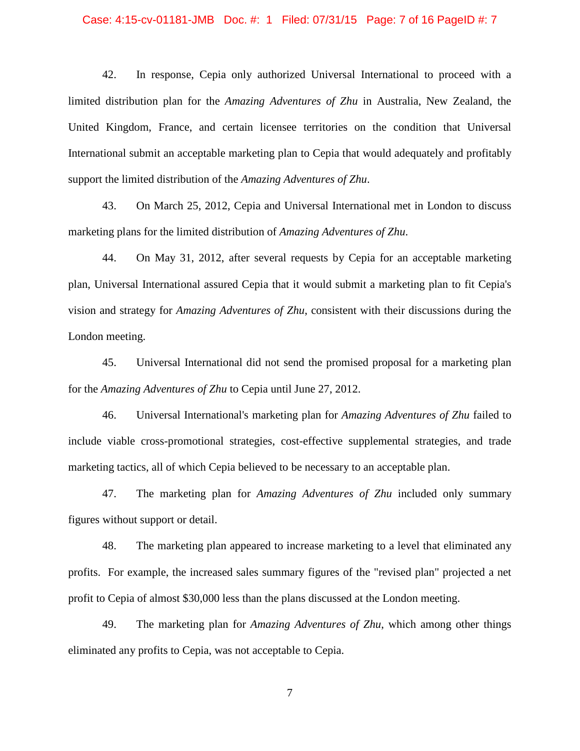42. In response, Cepia only authorized Universal International to proceed with a limited distribution plan for the *Amazing Adventures of Zhu* in Australia, New Zealand, the United Kingdom, France, and certain licensee territories on the condition that Universal International submit an acceptable marketing plan to Cepia that would adequately and profitably support the limited distribution of the *Amazing Adventures of Zhu*.

43. On March 25, 2012, Cepia and Universal International met in London to discuss marketing plans for the limited distribution of *Amazing Adventures of Zhu*.

44. On May 31, 2012, after several requests by Cepia for an acceptable marketing plan, Universal International assured Cepia that it would submit a marketing plan to fit Cepia's vision and strategy for *Amazing Adventures of Zhu*, consistent with their discussions during the London meeting.

45. Universal International did not send the promised proposal for a marketing plan for the *Amazing Adventures of Zhu* to Cepia until June 27, 2012.

46. Universal International's marketing plan for *Amazing Adventures of Zhu* failed to include viable cross-promotional strategies, cost-effective supplemental strategies, and trade marketing tactics, all of which Cepia believed to be necessary to an acceptable plan.

47. The marketing plan for *Amazing Adventures of Zhu* included only summary figures without support or detail.

48. The marketing plan appeared to increase marketing to a level that eliminated any profits. For example, the increased sales summary figures of the "revised plan" projected a net profit to Cepia of almost $30,000 less than the plans discussed at the London meeting.

49. The marketing plan for *Amazing Adventures of Zhu*, which among other things eliminated any profits to Cepia, was not acceptable to Cepia.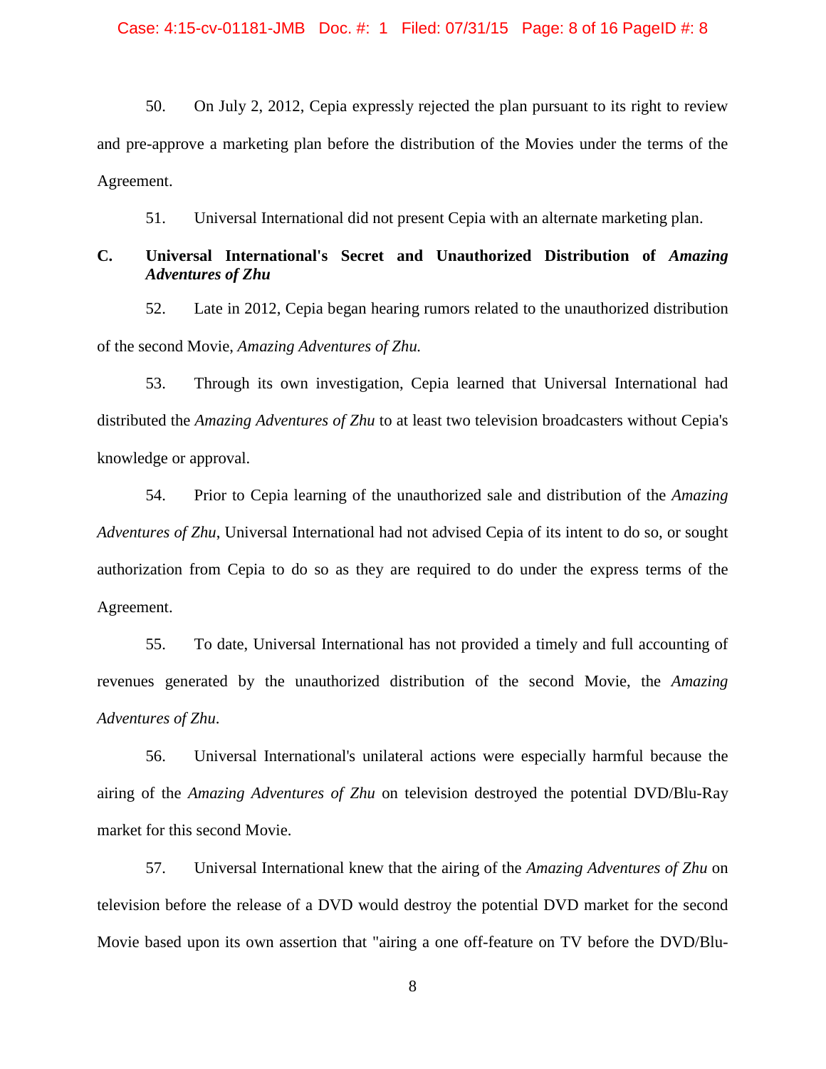50. On July 2, 2012, Cepia expressly rejected the plan pursuant to its right to review and pre-approve a marketing plan before the distribution of the Movies under the terms of the Agreement.

51. Universal International did not present Cepia with an alternate marketing plan.

**C. Universal International's Secret and Unauthorized Distribution of *Amazing Adventures of Zhu***

52. Late in 2012, Cepia began hearing rumors related to the unauthorized distribution of the second Movie, *Amazing Adventures of Zhu.*

53. Through its own investigation, Cepia learned that Universal International had distributed the *Amazing Adventures of Zhu* to at least two television broadcasters without Cepia's knowledge or approval.

54. Prior to Cepia learning of the unauthorized sale and distribution of the *Amazing Adventures of Zhu*, Universal International had not advised Cepia of its intent to do so, or sought authorization from Cepia to do so as they are required to do under the express terms of the Agreement.

55. To date, Universal International has not provided a timely and full accounting of revenues generated by the unauthorized distribution of the second Movie, the *Amazing Adventures of Zhu*.

56. Universal International's unilateral actions were especially harmful because the airing of the *Amazing Adventures of Zhu* on television destroyed the potential DVD/Blu-Ray market for this second Movie.

57. Universal International knew that the airing of the *Amazing Adventures of Zhu* on television before the release of a DVD would destroy the potential DVD market for the second Movie based upon its own assertion that "airing a one off-feature on TV before the DVD/Blu-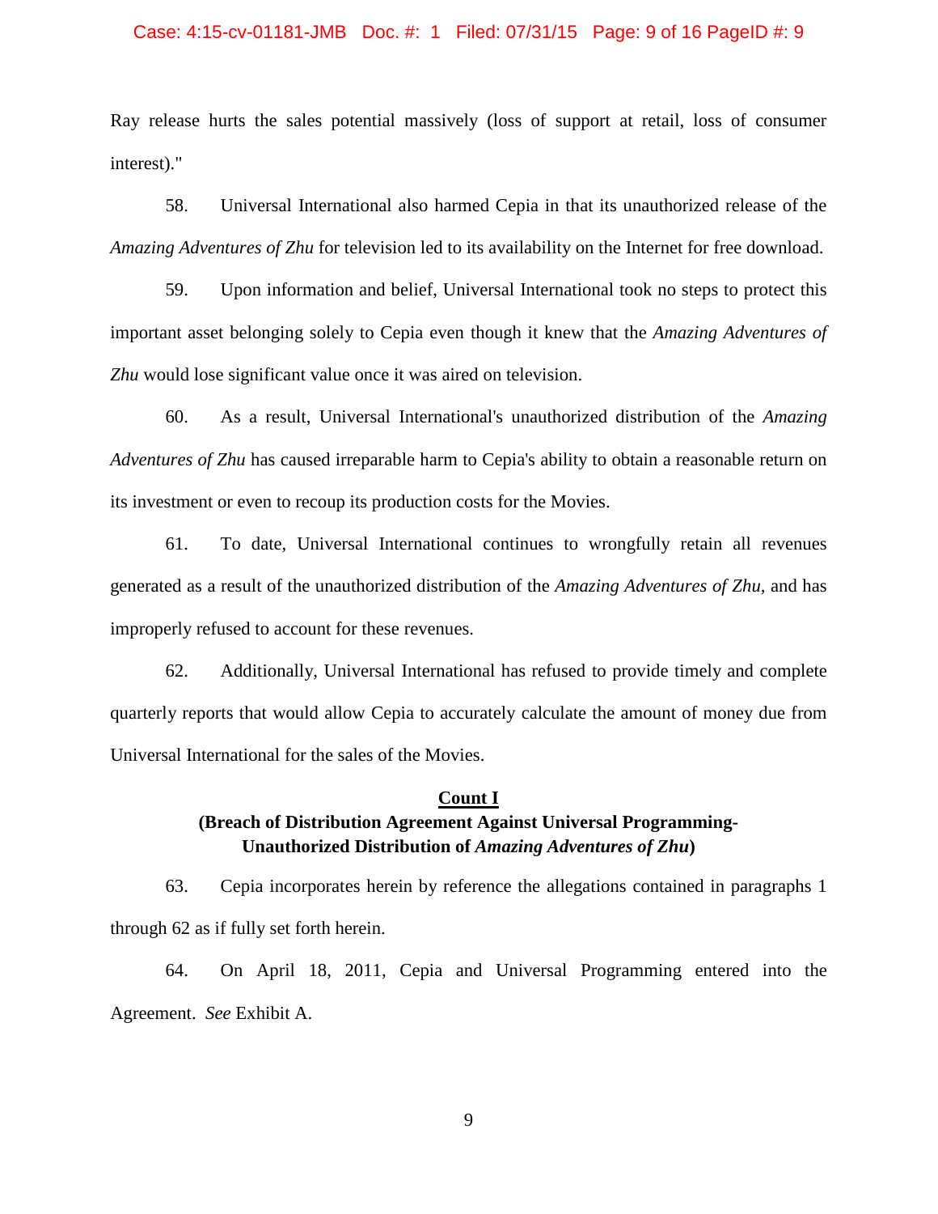Ray release hurts the sales potential massively (loss of support at retail, loss of consumer interest)."

58. Universal International also harmed Cepia in that its unauthorized release of the *Amazing Adventures of Zhu* for television led to its availability on the Internet for free download.

59. Upon information and belief, Universal International took no steps to protect this important asset belonging solely to Cepia even though it knew that the *Amazing Adventures of Zhu* would lose significant value once it was aired on television.

60. As a result, Universal International's unauthorized distribution of the *Amazing Adventures of Zhu* has caused irreparable harm to Cepia's ability to obtain a reasonable return on its investment or even to recoup its production costs for the Movies.

61. To date, Universal International continues to wrongfully retain all revenues generated as a result of the unauthorized distribution of the *Amazing Adventures of Zhu,* and has improperly refused to account for these revenues.

62. Additionally, Universal International has refused to provide timely and complete quarterly reports that would allow Cepia to accurately calculate the amount of money due from Universal International for the sales of the Movies.

**Count I**

**(Breach of Distribution Agreement Against Universal Programming-Unauthorized Distribution of *Amazing Adventures of Zhu*)**

63. Cepia incorporates herein by reference the allegations contained in paragraphs 1 through 62 as if fully set forth herein.

64. On April 18, 2011, Cepia and Universal Programming entered into the Agreement. *See* Exhibit A.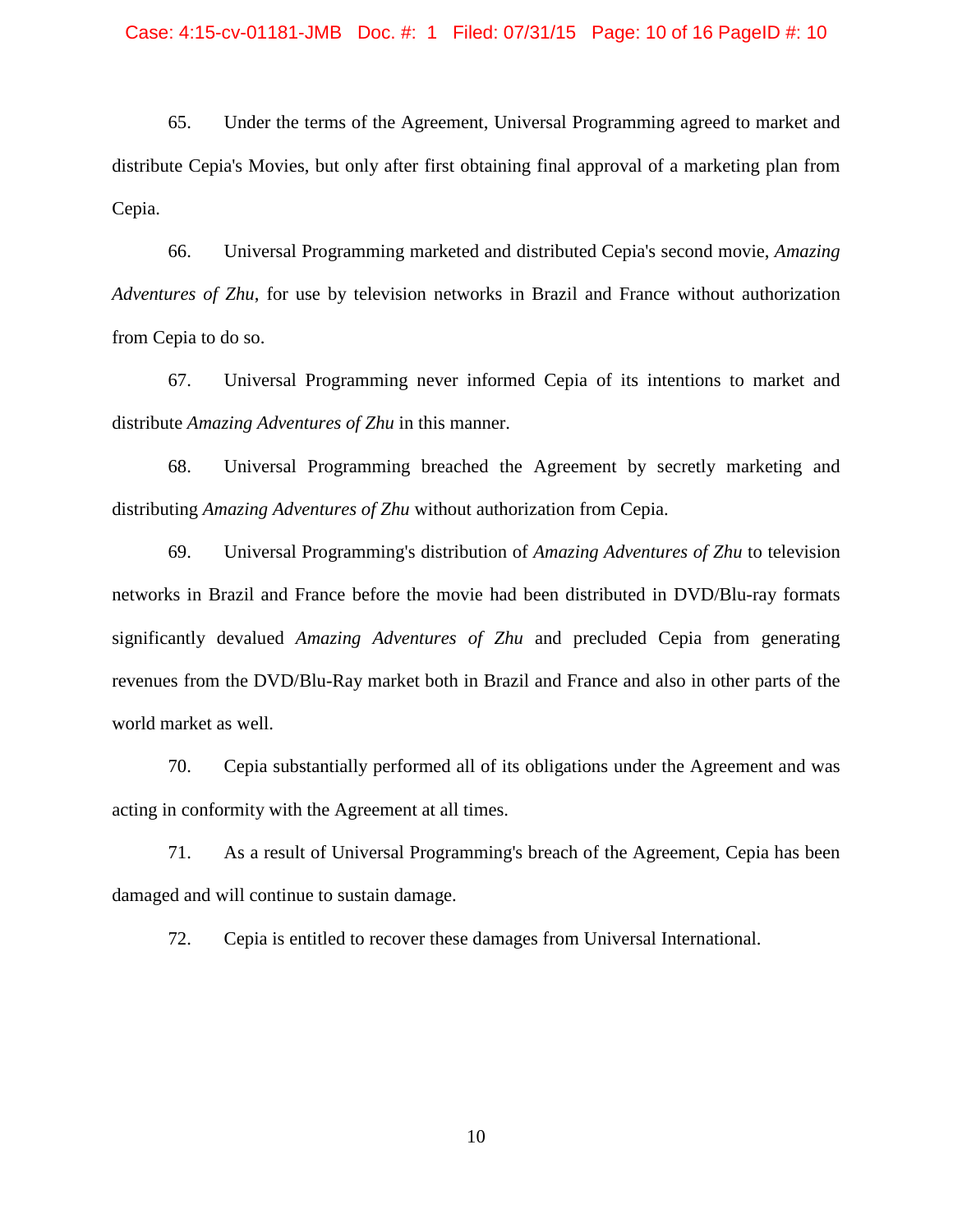65. Under the terms of the Agreement, Universal Programming agreed to market and distribute Cepia's Movies, but only after first obtaining final approval of a marketing plan from Cepia.

66. Universal Programming marketed and distributed Cepia's second movie, *Amazing Adventures of Zhu*, for use by television networks in Brazil and France without authorization from Cepia to do so.

67. Universal Programming never informed Cepia of its intentions to market and distribute *Amazing Adventures of Zhu* in this manner.

68. Universal Programming breached the Agreement by secretly marketing and distributing *Amazing Adventures of Zhu* without authorization from Cepia.

69. Universal Programming's distribution of *Amazing Adventures of Zhu* to television networks in Brazil and France before the movie had been distributed in DVD/Blu-ray formats significantly devalued *Amazing Adventures of Zhu* and precluded Cepia from generating revenues from the DVD/Blu-Ray market both in Brazil and France and also in other parts of the world market as well.

70. Cepia substantially performed all of its obligations under the Agreement and was acting in conformity with the Agreement at all times.

71. As a result of Universal Programming's breach of the Agreement, Cepia has been damaged and will continue to sustain damage.

72. Cepia is entitled to recover these damages from Universal International.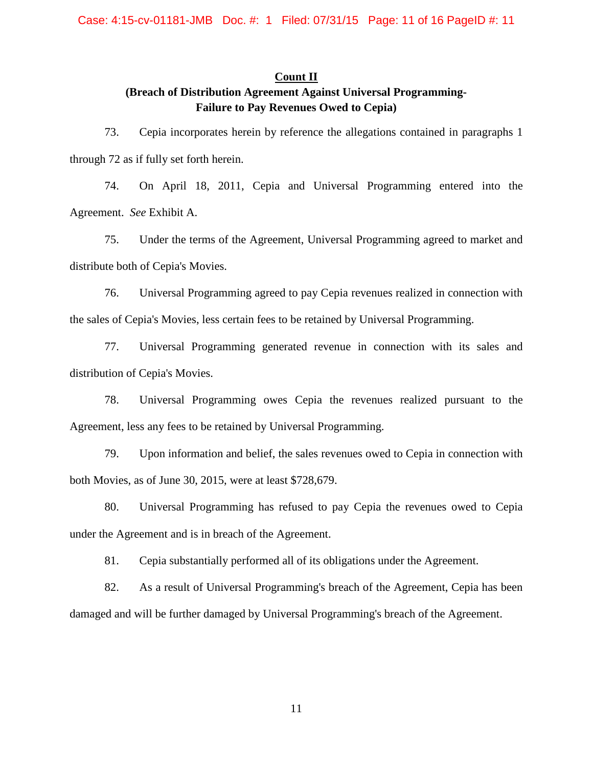## Count II

### (Breach of Distribution Agreement Against Universal Programming- Failure to Pay Revenues Owed to Cepia)

73. Cepia incorporates herein by reference the allegations contained in paragraphs 1 through 72 as if fully set forth herein.

74. On April 18, 2011, Cepia and Universal Programming entered into the Agreement. *See* Exhibit A.

75. Under the terms of the Agreement, Universal Programming agreed to market and distribute both of Cepia's Movies.

76. Universal Programming agreed to pay Cepia revenues realized in connection with the sales of Cepia's Movies, less certain fees to be retained by Universal Programming.

77. Universal Programming generated revenue in connection with its sales and distribution of Cepia's Movies.

78. Universal Programming owes Cepia the revenues realized pursuant to the Agreement, less any fees to be retained by Universal Programming.

79. Upon information and belief, the sales revenues owed to Cepia in connection with both Movies, as of June 30, 2015, were at least $728,679.

80. Universal Programming has refused to pay Cepia the revenues owed to Cepia under the Agreement and is in breach of the Agreement.

81. Cepia substantially performed all of its obligations under the Agreement.

82. As a result of Universal Programming's breach of the Agreement, Cepia has been damaged and will be further damaged by Universal Programming's breach of the Agreement.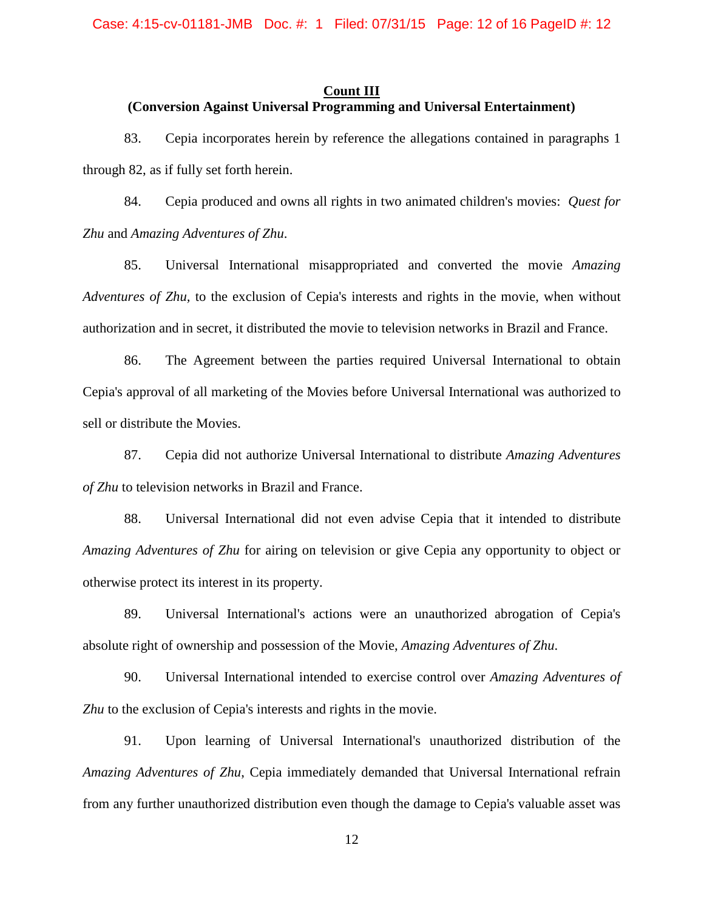**Count III**

**(Conversion Against Universal Programming and Universal Entertainment)**

83. Cepia incorporates herein by reference the allegations contained in paragraphs 1 through 82, as if fully set forth herein.

84. Cepia produced and owns all rights in two animated children's movies: *Quest for Zhu* and *Amazing Adventures of Zhu*.

85. Universal International misappropriated and converted the movie *Amazing Adventures of Zhu*, to the exclusion of Cepia's interests and rights in the movie, when without authorization and in secret, it distributed the movie to television networks in Brazil and France.

86. The Agreement between the parties required Universal International to obtain Cepia's approval of all marketing of the Movies before Universal International was authorized to sell or distribute the Movies.

87. Cepia did not authorize Universal International to distribute *Amazing Adventures of Zhu* to television networks in Brazil and France.

88. Universal International did not even advise Cepia that it intended to distribute *Amazing Adventures of Zhu* for airing on television or give Cepia any opportunity to object or otherwise protect its interest in its property.

89. Universal International's actions were an unauthorized abrogation of Cepia's absolute right of ownership and possession of the Movie, *Amazing Adventures of Zhu*.

90. Universal International intended to exercise control over *Amazing Adventures of Zhu* to the exclusion of Cepia's interests and rights in the movie.

91. Upon learning of Universal International's unauthorized distribution of the *Amazing Adventures of Zhu*, Cepia immediately demanded that Universal International refrain from any further unauthorized distribution even though the damage to Cepia's valuable asset was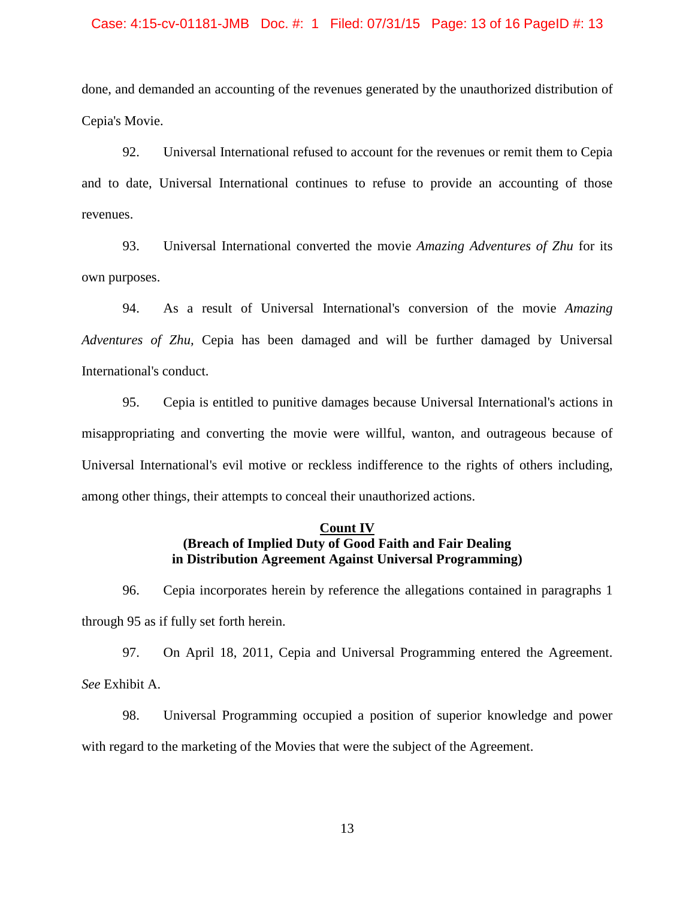done, and demanded an accounting of the revenues generated by the unauthorized distribution of Cepia's Movie.

92. Universal International refused to account for the revenues or remit them to Cepia and to date, Universal International continues to refuse to provide an accounting of those revenues.

93. Universal International converted the movie *Amazing Adventures of Zhu* for its own purposes.

94. As a result of Universal International's conversion of the movie *Amazing Adventures of Zhu*, Cepia has been damaged and will be further damaged by Universal International's conduct.

95. Cepia is entitled to punitive damages because Universal International's actions in misappropriating and converting the movie were willful, wanton, and outrageous because of Universal International's evil motive or reckless indifference to the rights of others including, among other things, their attempts to conceal their unauthorized actions.

**Count IV**
**(Breach of Implied Duty of Good Faith and Fair Dealing in Distribution Agreement Against Universal Programming)**

96. Cepia incorporates herein by reference the allegations contained in paragraphs 1 through 95 as if fully set forth herein.

97. On April 18, 2011, Cepia and Universal Programming entered the Agreement. *See* Exhibit A.

98. Universal Programming occupied a position of superior knowledge and power with regard to the marketing of the Movies that were the subject of the Agreement.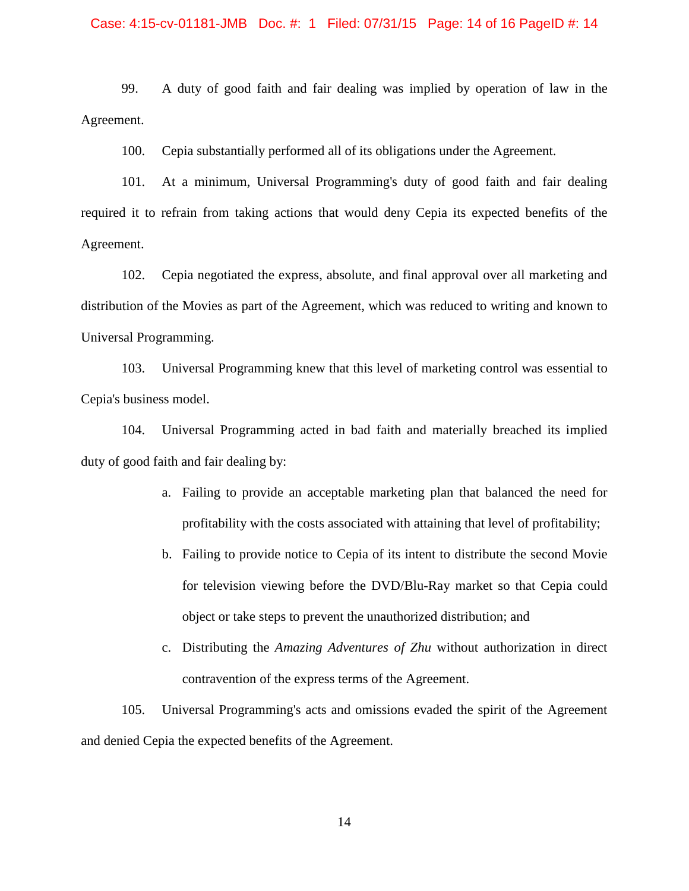99. A duty of good faith and fair dealing was implied by operation of law in the Agreement.

100. Cepia substantially performed all of its obligations under the Agreement.

101. At a minimum, Universal Programming's duty of good faith and fair dealing required it to refrain from taking actions that would deny Cepia its expected benefits of the Agreement.

102. Cepia negotiated the express, absolute, and final approval over all marketing and distribution of the Movies as part of the Agreement, which was reduced to writing and known to Universal Programming.

103. Universal Programming knew that this level of marketing control was essential to Cepia's business model.

104. Universal Programming acted in bad faith and materially breached its implied duty of good faith and fair dealing by:

a. Failing to provide an acceptable marketing plan that balanced the need for profitability with the costs associated with attaining that level of profitability;

b. Failing to provide notice to Cepia of its intent to distribute the second Movie for television viewing before the DVD/Blu-Ray market so that Cepia could object or take steps to prevent the unauthorized distribution; and

c. Distributing the *Amazing Adventures of Zhu* without authorization in direct contravention of the express terms of the Agreement.

105. Universal Programming's acts and omissions evaded the spirit of the Agreement and denied Cepia the expected benefits of the Agreement.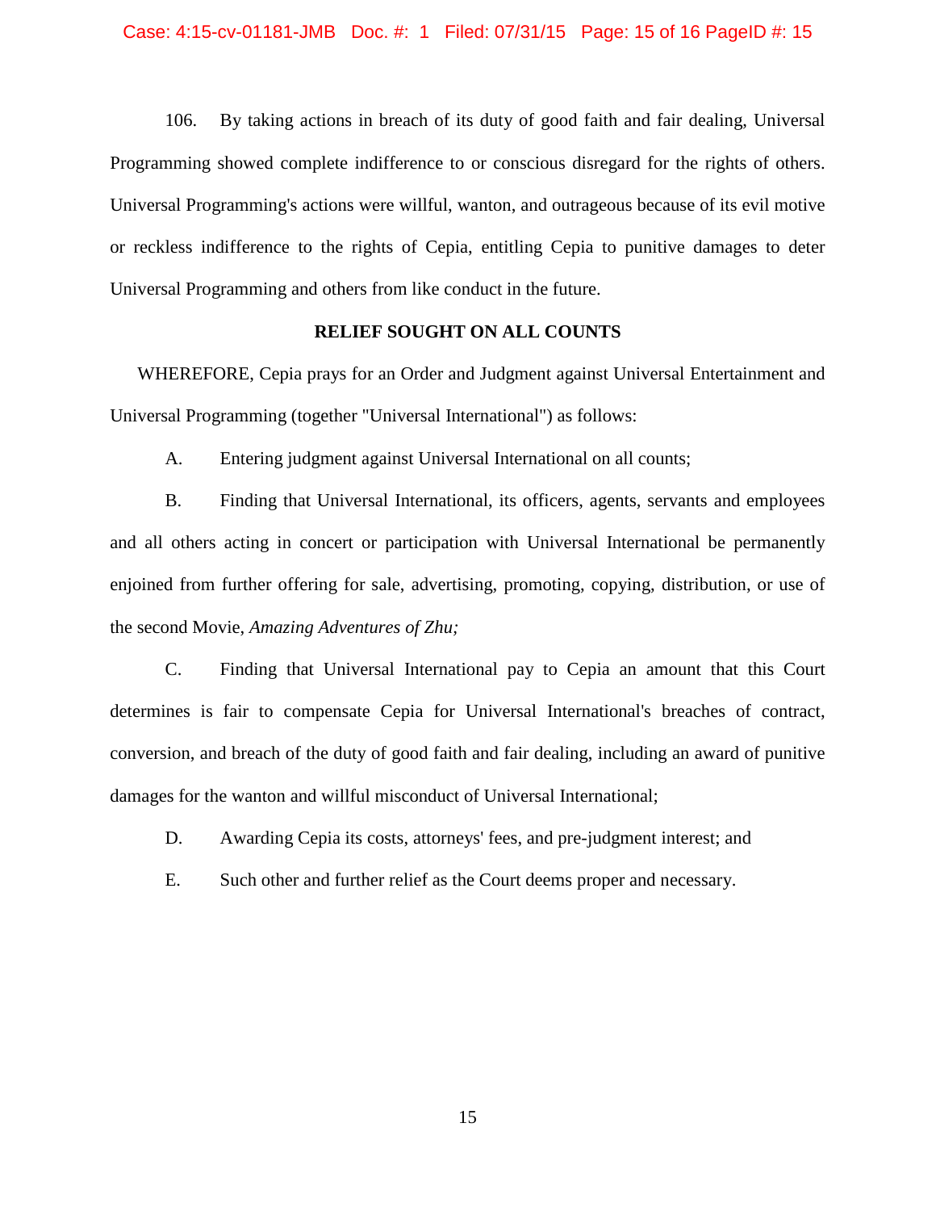106. By taking actions in breach of its duty of good faith and fair dealing, Universal Programming showed complete indifference to or conscious disregard for the rights of others. Universal Programming's actions were willful, wanton, and outrageous because of its evil motive or reckless indifference to the rights of Cepia, entitling Cepia to punitive damages to deter Universal Programming and others from like conduct in the future.

**RELIEF SOUGHT ON ALL COUNTS**

WHEREFORE, Cepia prays for an Order and Judgment against Universal Entertainment and Universal Programming (together "Universal International") as follows:

A. Entering judgment against Universal International on all counts;

B. Finding that Universal International, its officers, agents, servants and employees and all others acting in concert or participation with Universal International be permanently enjoined from further offering for sale, advertising, promoting, copying, distribution, or use of the second Movie, *Amazing Adventures of Zhu;*

C. Finding that Universal International pay to Cepia an amount that this Court determines is fair to compensate Cepia for Universal International's breaches of contract, conversion, and breach of the duty of good faith and fair dealing, including an award of punitive damages for the wanton and willful misconduct of Universal International;

D. Awarding Cepia its costs, attorneys' fees, and pre-judgment interest; and

E. Such other and further relief as the Court deems proper and necessary.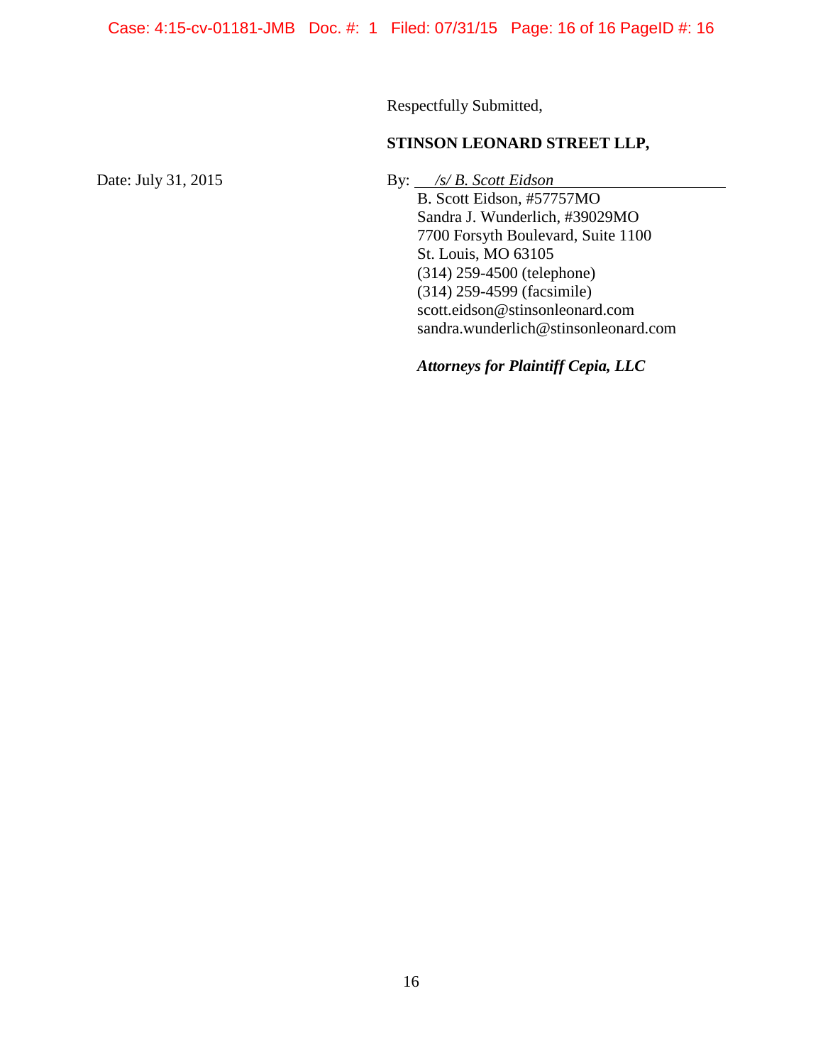Respectfully Submitted,

**STINSON LEONARD STREET LLP,**

Date: July 31, 2015

By: *\/s/ B. Scott Eidson*

B. Scott Eidson, #57757MO
Sandra J. Wunderlich, #39029MO
7700 Forsyth Boulevard, Suite 1100
St. Louis, MO 63105
(314) 259-4500 (telephone)
(314) 259-4599 (facsimile)
scott.eidson@stinsonleonard.com
sandra.wunderlich@stinsonleonard.com

***Attorneys for Plaintiff Cepia, LLC***